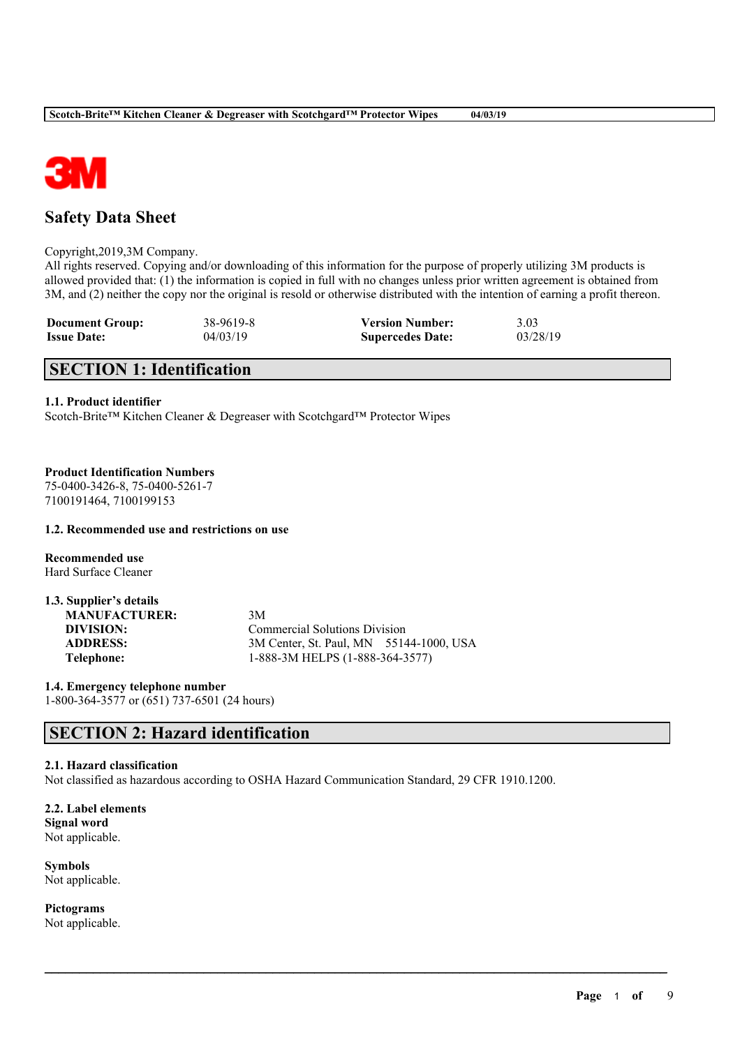# Safety Data Sheet

Copyright,2019,3M Company.
All rights reserved. Copying and/or downloading of this information for the purpose of properly utilizing 3M products is allowed provided that: (1) the information is copied in full with no changes unless prior written agreement is obtained from 3M, and (2) neither the copy nor the original is resold or otherwise distributed with the intention of earning a profit thereon.

| | | | |
|---|---|---|---|
| **Document Group:** | 38-9619-8 | **Version Number:** | 3.03 |
| **Issue Date:** | 04/03/19 | **Supercedes Date:** | 03/28/19 |

## SECTION 1: Identification

### 1.1. Product identifier

Scotch-Brite™ Kitchen Cleaner & Degreaser with Scotchgard™ Protector Wipes

**Product Identification Numbers**
75-0400-3426-8, 75-0400-5261-7
7100191464, 7100199153

### 1.2. Recommended use and restrictions on use

**Recommended use**
Hard Surface Cleaner

### 1.3. Supplier's details

| | |
|---|---|
| **MANUFACTURER:** | 3M |
| **DIVISION:** | Commercial Solutions Division |
| **ADDRESS:** | 3M Center, St. Paul, MN 55144-1000, USA |
| **Telephone:** | 1-888-3M HELPS (1-888-364-3577) |

### 1.4. Emergency telephone number

1-800-364-3577 or (651) 737-6501 (24 hours)

## SECTION 2: Hazard identification

### 2.1. Hazard classification

Not classified as hazardous according to OSHA Hazard Communication Standard, 29 CFR 1910.1200.

### 2.2. Label elements

**Signal word**
Not applicable.

**Symbols**
Not applicable.

**Pictograms**
Not applicable.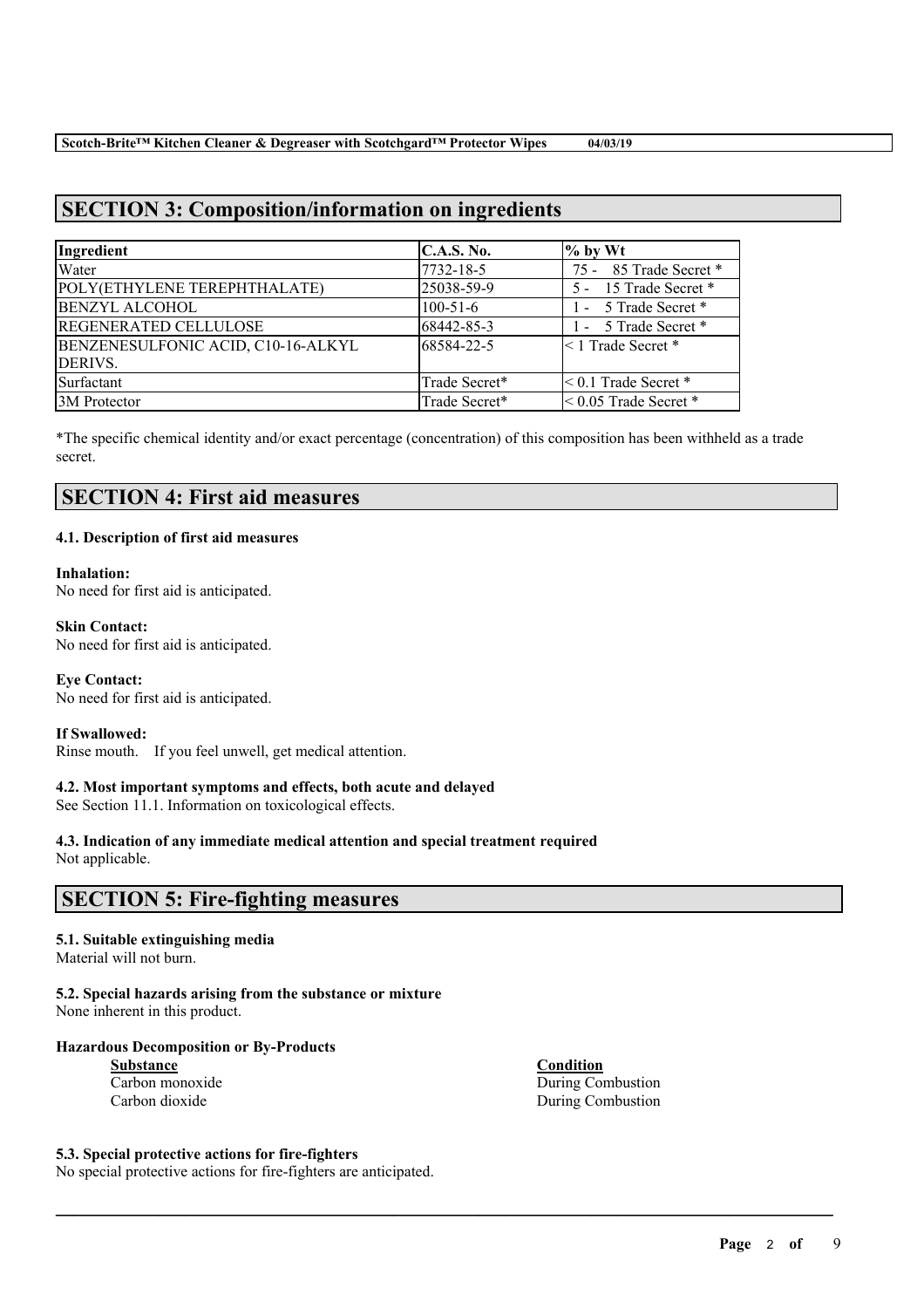## SECTION 3: Composition/information on ingredients

| Ingredient | C.A.S. No. | % by Wt |
|---|---|---|
| Water | 7732-18-5 | 75 - 85 Trade Secret * |
| POLY(ETHYLENE TEREPHTHALATE) | 25038-59-9 | 5 - 15 Trade Secret * |
| BENZYL ALCOHOL | 100-51-6 | 1 - 5 Trade Secret * |
| REGENERATED CELLULOSE | 68442-85-3 | 1 - 5 Trade Secret * |
| BENZENESULFONIC ACID, C10-16-ALKYL DERIVS. | 68584-22-5 | < 1 Trade Secret * |
| Surfactant | Trade Secret* | < 0.1 Trade Secret * |
| 3M Protector | Trade Secret* | < 0.05 Trade Secret * |

*The specific chemical identity and/or exact percentage (concentration) of this composition has been withheld as a trade secret.

## SECTION 4: First aid measures

### 4.1. Description of first aid measures

**Inhalation:**
No need for first aid is anticipated.

**Skin Contact:**
No need for first aid is anticipated.

**Eye Contact:**
No need for first aid is anticipated.

**If Swallowed:**
Rinse mouth. If you feel unwell, get medical attention.

### 4.2. Most important symptoms and effects, both acute and delayed

See Section 11.1. Information on toxicological effects.

### 4.3. Indication of any immediate medical attention and special treatment required

Not applicable.

## SECTION 5: Fire-fighting measures

### 5.1. Suitable extinguishing media

Material will not burn.

### 5.2. Special hazards arising from the substance or mixture

None inherent in this product.

**Hazardous Decomposition or By-Products**

| Substance | Condition |
|---|---|
| Carbon monoxide | During Combustion |
| Carbon dioxide | During Combustion |

### 5.3. Special protective actions for fire-fighters

No special protective actions for fire-fighters are anticipated.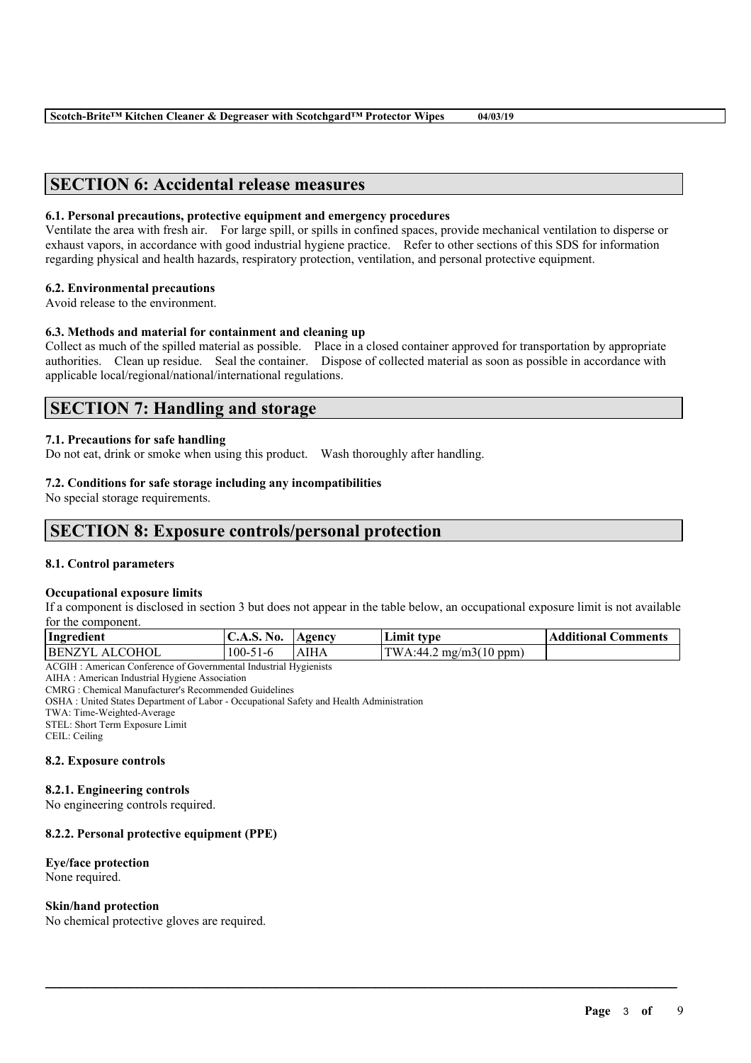## SECTION 6: Accidental release measures

### 6.1. Personal precautions, protective equipment and emergency procedures

Ventilate the area with fresh air. For large spill, or spills in confined spaces, provide mechanical ventilation to disperse or exhaust vapors, in accordance with good industrial hygiene practice. Refer to other sections of this SDS for information regarding physical and health hazards, respiratory protection, ventilation, and personal protective equipment.

### 6.2. Environmental precautions

Avoid release to the environment.

### 6.3. Methods and material for containment and cleaning up

Collect as much of the spilled material as possible. Place in a closed container approved for transportation by appropriate authorities. Clean up residue. Seal the container. Dispose of collected material as soon as possible in accordance with applicable local/regional/national/international regulations.

## SECTION 7: Handling and storage

### 7.1. Precautions for safe handling

Do not eat, drink or smoke when using this product. Wash thoroughly after handling.

### 7.2. Conditions for safe storage including any incompatibilities

No special storage requirements.

## SECTION 8: Exposure controls/personal protection

### 8.1. Control parameters

**Occupational exposure limits**

If a component is disclosed in section 3 but does not appear in the table below, an occupational exposure limit is not available for the component.

| Ingredient | C.A.S. No. | Agency | Limit type | Additional Comments |
|---|---|---|---|---|
| BENZYL ALCOHOL | 100-51-6 | AIHA | TWA:44.2 mg/m3(10 ppm) | |

ACGIH : American Conference of Governmental Industrial Hygienists
AIHA : American Industrial Hygiene Association
CMRG : Chemical Manufacturer's Recommended Guidelines
OSHA : United States Department of Labor - Occupational Safety and Health Administration
TWA: Time-Weighted-Average
STEL: Short Term Exposure Limit
CEIL: Ceiling

### 8.2. Exposure controls

#### 8.2.1. Engineering controls

No engineering controls required.

#### 8.2.2. Personal protective equipment (PPE)

**Eye/face protection**

None required.

**Skin/hand protection**

No chemical protective gloves are required.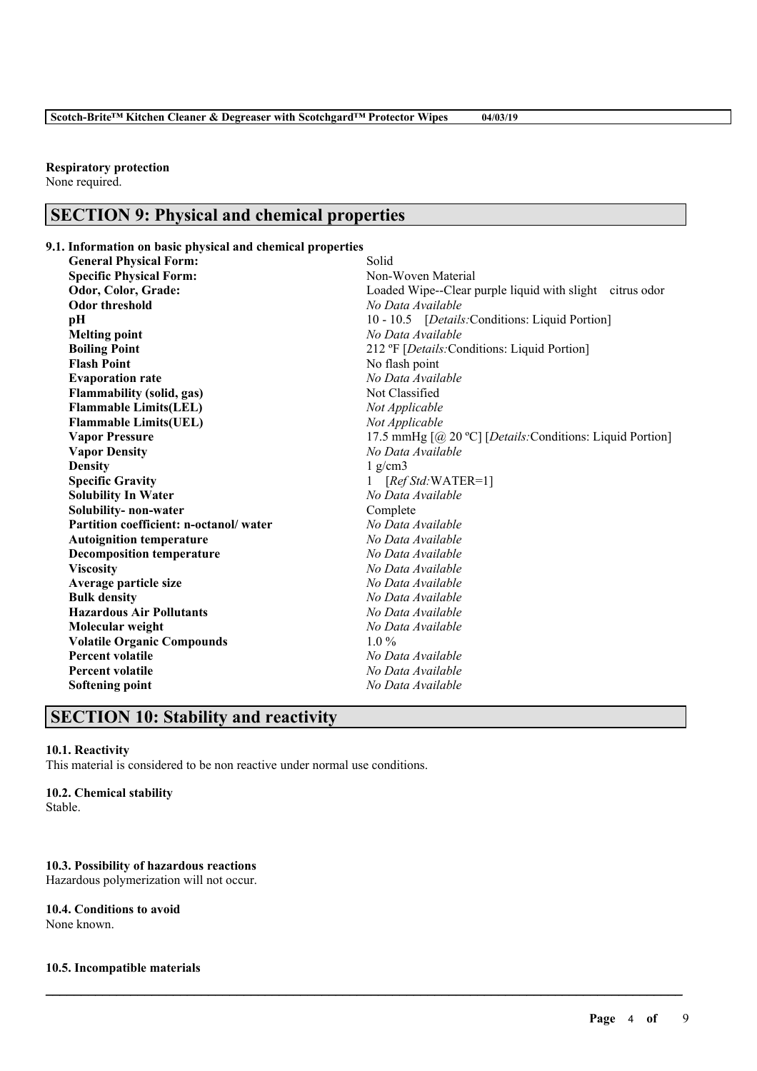**Respiratory protection**
None required.

## SECTION 9: Physical and chemical properties

**9.1. Information on basic physical and chemical properties**

| | |
|---|---|
| **General Physical Form:** | Solid |
| **Specific Physical Form:** | Non-Woven Material |
| **Odor, Color, Grade:** | Loaded Wipe--Clear purple liquid with slight citrus odor |
| **Odor threshold** | *No Data Available* |
| **pH** | 10 - 10.5 [*Details:*Conditions: Liquid Portion] |
| **Melting point** | *No Data Available* |
| **Boiling Point** | 212 ºF [*Details:*Conditions: Liquid Portion] |
| **Flash Point** | No flash point |
| **Evaporation rate** | *No Data Available* |
| **Flammability (solid, gas)** | Not Classified |
| **Flammable Limits(LEL)** | *Not Applicable* |
| **Flammable Limits(UEL)** | *Not Applicable* |
| **Vapor Pressure** | 17.5 mmHg [@ 20 ºC] [*Details:*Conditions: Liquid Portion] |
| **Vapor Density** | *No Data Available* |
| **Density** | 1 g/cm3 |
| **Specific Gravity** | 1 [*Ref Std:*WATER=1] |
| **Solubility In Water** | *No Data Available* |
| **Solubility- non-water** | Complete |
| **Partition coefficient: n-octanol/ water** | *No Data Available* |
| **Autoignition temperature** | *No Data Available* |
| **Decomposition temperature** | *No Data Available* |
| **Viscosity** | *No Data Available* |
| **Average particle size** | *No Data Available* |
| **Bulk density** | *No Data Available* |
| **Hazardous Air Pollutants** | *No Data Available* |
| **Molecular weight** | *No Data Available* |
| **Volatile Organic Compounds** | 1.0 % |
| **Percent volatile** | *No Data Available* |
| **Percent volatile** | *No Data Available* |
| **Softening point** | *No Data Available* |

## SECTION 10: Stability and reactivity

**10.1. Reactivity**
This material is considered to be non reactive under normal use conditions.

**10.2. Chemical stability**
Stable.

**10.3. Possibility of hazardous reactions**
Hazardous polymerization will not occur.

**10.4. Conditions to avoid**
None known.

**10.5. Incompatible materials**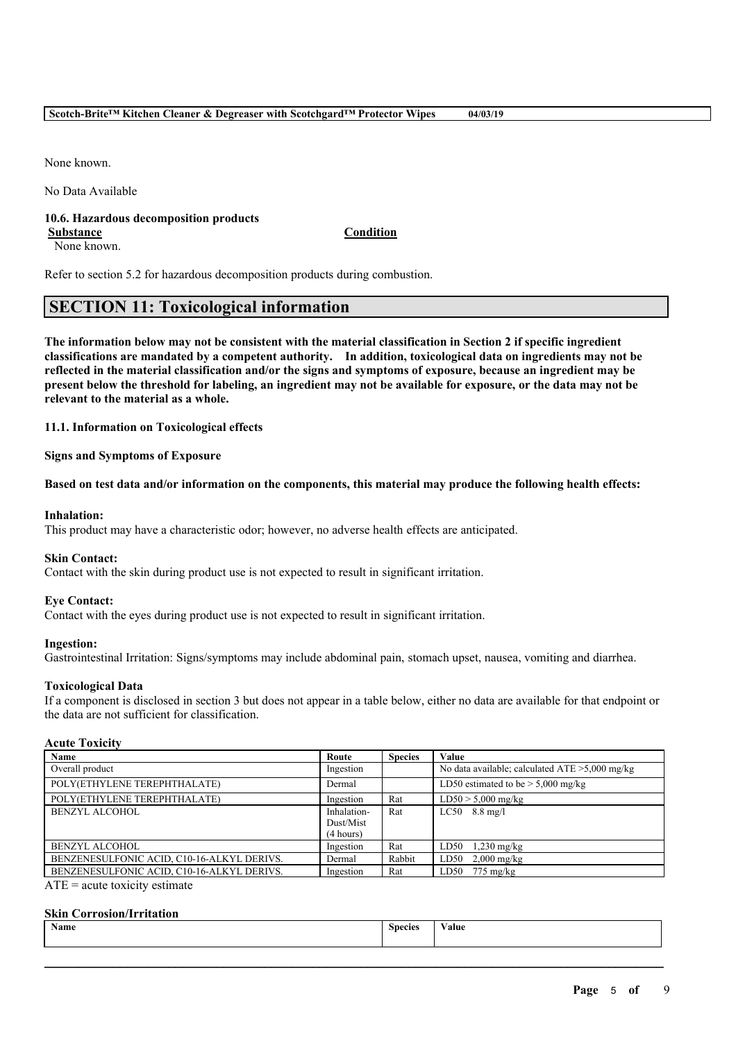None known.

No Data Available

**10.6. Hazardous decomposition products**

| Substance | Condition |
|---|---|
| None known. | |

Refer to section 5.2 for hazardous decomposition products during combustion.

## SECTION 11: Toxicological information

**The information below may not be consistent with the material classification in Section 2 if specific ingredient classifications are mandated by a competent authority. In addition, toxicological data on ingredients may not be reflected in the material classification and/or the signs and symptoms of exposure, because an ingredient may be present below the threshold for labeling, an ingredient may not be available for exposure, or the data may not be relevant to the material as a whole.**

**11.1. Information on Toxicological effects**

**Signs and Symptoms of Exposure**

**Based on test data and/or information on the components, this material may produce the following health effects:**

**Inhalation:**
This product may have a characteristic odor; however, no adverse health effects are anticipated.

**Skin Contact:**
Contact with the skin during product use is not expected to result in significant irritation.

**Eye Contact:**
Contact with the eyes during product use is not expected to result in significant irritation.

**Ingestion:**
Gastrointestinal Irritation: Signs/symptoms may include abdominal pain, stomach upset, nausea, vomiting and diarrhea.

**Toxicological Data**
If a component is disclosed in section 3 but does not appear in a table below, either no data are available for that endpoint or the data are not sufficient for classification.

**Acute Toxicity**

| Name | Route | Species | Value |
|---|---|---|---|
| Overall product | Ingestion | | No data available; calculated ATE >5,000 mg/kg |
| POLY(ETHYLENE TEREPHTHALATE) | Dermal | | LD50 estimated to be > 5,000 mg/kg |
| POLY(ETHYLENE TEREPHTHALATE) | Ingestion | Rat | LD50 > 5,000 mg/kg |
| BENZYL ALCOHOL | Inhalation-Dust/Mist (4 hours) | Rat | LC50 8.8 mg/l |
| BENZYL ALCOHOL | Ingestion | Rat | LD50 1,230 mg/kg |
| BENZENESULFONIC ACID, C10-16-ALKYL DERIVS. | Dermal | Rabbit | LD50 2,000 mg/kg |
| BENZENESULFONIC ACID, C10-16-ALKYL DERIVS. | Ingestion | Rat | LD50 775 mg/kg |

ATE = acute toxicity estimate

**Skin Corrosion/Irritation**

| Name | Species | Value |
|---|---|---|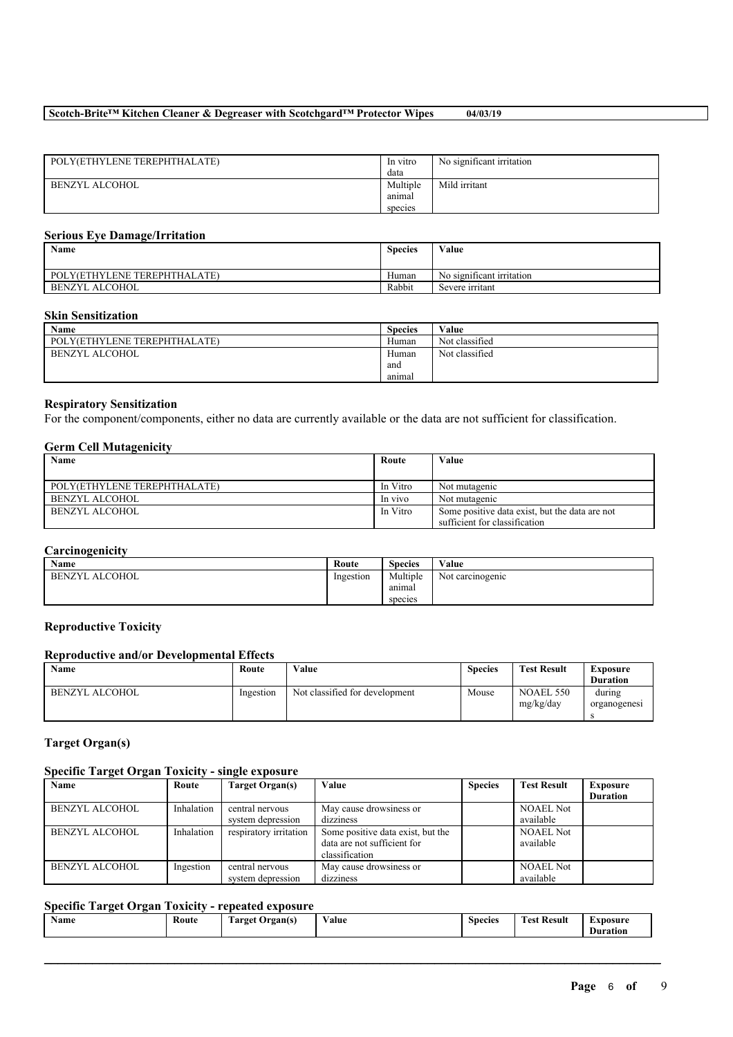| POLY(ETHYLENE TEREPHTHALATE) | In vitro data | No significant irritation |
| --- | --- | --- |
| BENZYL ALCOHOL | Multiple animal species | Mild irritant |

### Serious Eye Damage/Irritation

| Name | Species | Value |
| --- | --- | --- |
| POLY(ETHYLENE TEREPHTHALATE) | Human | No significant irritation |
| BENZYL ALCOHOL | Rabbit | Severe irritant |

### Skin Sensitization

| Name | Species | Value |
| --- | --- | --- |
| POLY(ETHYLENE TEREPHTHALATE) | Human | Not classified |
| BENZYL ALCOHOL | Human and animal | Not classified |

### Respiratory Sensitization

For the component/components, either no data are currently available or the data are not sufficient for classification.

### Germ Cell Mutagenicity

| Name | Route | Value |
| --- | --- | --- |
| POLY(ETHYLENE TEREPHTHALATE) | In Vitro | Not mutagenic |
| BENZYL ALCOHOL | In vivo | Not mutagenic |
| BENZYL ALCOHOL | In Vitro | Some positive data exist, but the data are not sufficient for classification |

### Carcinogenicity

| Name | Route | Species | Value |
| --- | --- | --- | --- |
| BENZYL ALCOHOL | Ingestion | Multiple animal species | Not carcinogenic |

### Reproductive Toxicity

#### Reproductive and/or Developmental Effects

| Name | Route | Value | Species | Test Result | Exposure Duration |
| --- | --- | --- | --- | --- | --- |
| BENZYL ALCOHOL | Ingestion | Not classified for development | Mouse | NOAEL 550 mg/kg/day | during organogenesis |

### Target Organ(s)

#### Specific Target Organ Toxicity - single exposure

| Name | Route | Target Organ(s) | Value | Species | Test Result | Exposure Duration |
| --- | --- | --- | --- | --- | --- | --- |
| BENZYL ALCOHOL | Inhalation | central nervous system depression | May cause drowsiness or dizziness | | NOAEL Not available | |
| BENZYL ALCOHOL | Inhalation | respiratory irritation | Some positive data exist, but the data are not sufficient for classification | | NOAEL Not available | |
| BENZYL ALCOHOL | Ingestion | central nervous system depression | May cause drowsiness or dizziness | | NOAEL Not available | |

#### Specific Target Organ Toxicity - repeated exposure

| Name | Route | Target Organ(s) | Value | Species | Test Result | Exposure Duration |
| --- | --- | --- | --- | --- | --- | --- |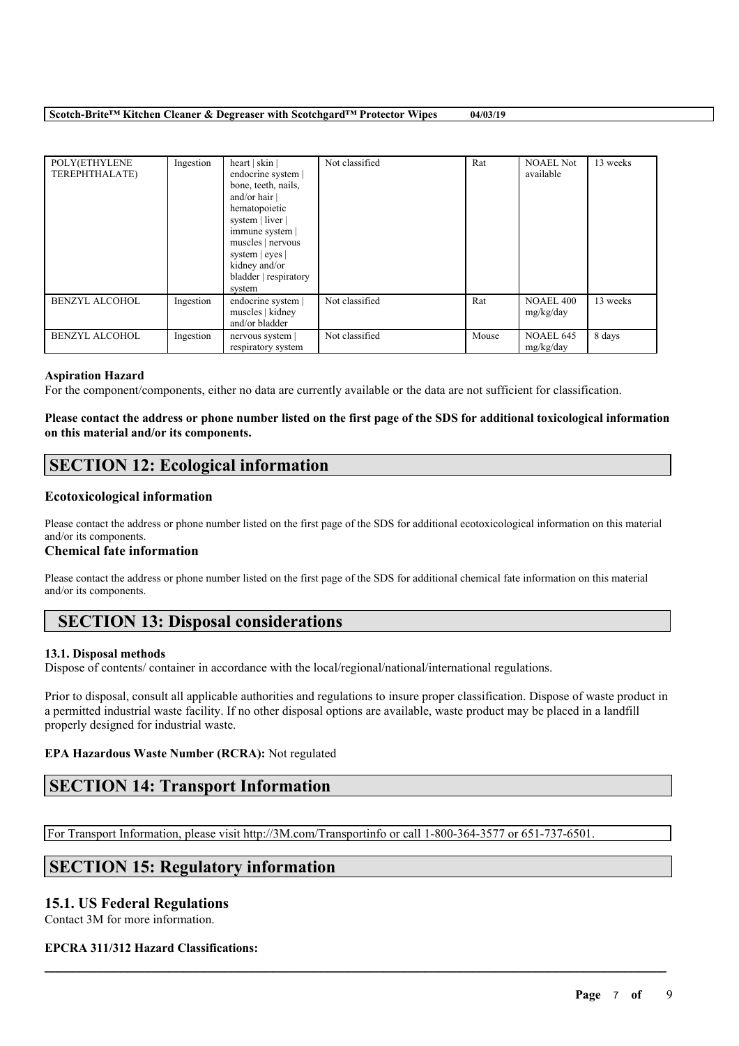| POLY(ETHYLENE TEREPHTHALATE) | Ingestion | heart \| skin \| endocrine system \| bone, teeth, nails, and/or hair \| hematopoietic system \| liver \| immune system \| muscles \| nervous system \| eyes \| kidney and/or bladder \| respiratory system | Not classified | Rat | NOAEL Not available | 13 weeks |
|---|---|---|---|---|---|---|
| BENZYL ALCOHOL | Ingestion | endocrine system \| muscles \| kidney and/or bladder | Not classified | Rat | NOAEL 400 mg/kg/day | 13 weeks |
| BENZYL ALCOHOL | Ingestion | nervous system \| respiratory system | Not classified | Mouse | NOAEL 645 mg/kg/day | 8 days |

**Aspiration Hazard**

For the component/components, either no data are currently available or the data are not sufficient for classification.

**Please contact the address or phone number listed on the first page of the SDS for additional toxicological information on this material and/or its components.**

## SECTION 12: Ecological information

### Ecotoxicological information

Please contact the address or phone number listed on the first page of the SDS for additional ecotoxicological information on this material and/or its components.

### Chemical fate information

Please contact the address or phone number listed on the first page of the SDS for additional chemical fate information on this material and/or its components.

## SECTION 13: Disposal considerations

**13.1. Disposal methods**

Dispose of contents/ container in accordance with the local/regional/national/international regulations.

Prior to disposal, consult all applicable authorities and regulations to insure proper classification. Dispose of waste product in a permitted industrial waste facility. If no other disposal options are available, waste product may be placed in a landfill properly designed for industrial waste.

**EPA Hazardous Waste Number (RCRA):** Not regulated

## SECTION 14: Transport Information

For Transport Information, please visit http://3M.com/Transportinfo or call 1-800-364-3577 or 651-737-6501.

## SECTION 15: Regulatory information

### 15.1. US Federal Regulations

Contact 3M for more information.

**EPCRA 311/312 Hazard Classifications:**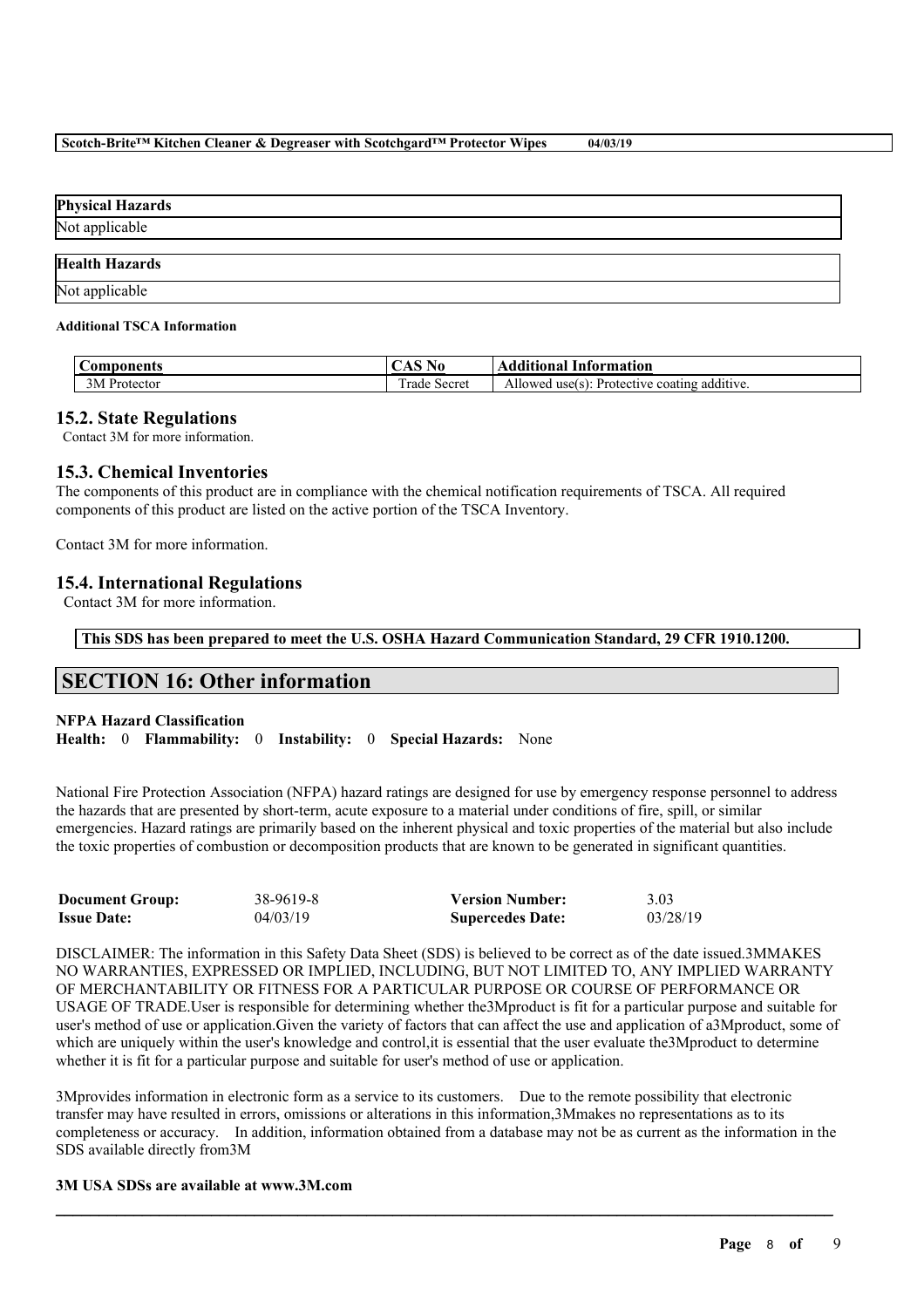| Physical Hazards |
| --- |
| Not applicable |

| Health Hazards |
| --- |
| Not applicable |

**Additional TSCA Information**

| Components | CAS No | Additional Information |
| --- | --- | --- |
| 3M Protector | Trade Secret | Allowed use(s): Protective coating additive. |

## 15.2. State Regulations

Contact 3M for more information.

## 15.3. Chemical Inventories

The components of this product are in compliance with the chemical notification requirements of TSCA. All required components of this product are listed on the active portion of the TSCA Inventory.

Contact 3M for more information.

## 15.4. International Regulations

Contact 3M for more information.

**This SDS has been prepared to meet the U.S. OSHA Hazard Communication Standard, 29 CFR 1910.1200.**

# SECTION 16: Other information

**NFPA Hazard Classification**
**Health:** 0 **Flammability:** 0 **Instability:** 0 **Special Hazards:** None

National Fire Protection Association (NFPA) hazard ratings are designed for use by emergency response personnel to address the hazards that are presented by short-term, acute exposure to a material under conditions of fire, spill, or similar emergencies. Hazard ratings are primarily based on the inherent physical and toxic properties of the material but also include the toxic properties of combustion or decomposition products that are known to be generated in significant quantities.

| **Document Group:** | 38-9619-8 | **Version Number:** | 3.03 |
| --- | --- | --- | --- |
| **Issue Date:** | 04/03/19 | **Supercedes Date:** | 03/28/19 |

DISCLAIMER: The information in this Safety Data Sheet (SDS) is believed to be correct as of the date issued.3MMAKES NO WARRANTIES, EXPRESSED OR IMPLIED, INCLUDING, BUT NOT LIMITED TO, ANY IMPLIED WARRANTY OF MERCHANTABILITY OR FITNESS FOR A PARTICULAR PURPOSE OR COURSE OF PERFORMANCE OR USAGE OF TRADE.User is responsible for determining whether the3Mproduct is fit for a particular purpose and suitable for user's method of use or application.Given the variety of factors that can affect the use and application of a3Mproduct, some of which are uniquely within the user's knowledge and control,it is essential that the user evaluate the3Mproduct to determine whether it is fit for a particular purpose and suitable for user's method of use or application.

3Mprovides information in electronic form as a service to its customers. Due to the remote possibility that electronic transfer may have resulted in errors, omissions or alterations in this information,3Mmakes no representations as to its completeness or accuracy. In addition, information obtained from a database may not be as current as the information in the SDS available directly from3M

**3M USA SDSs are available at www.3M.com**